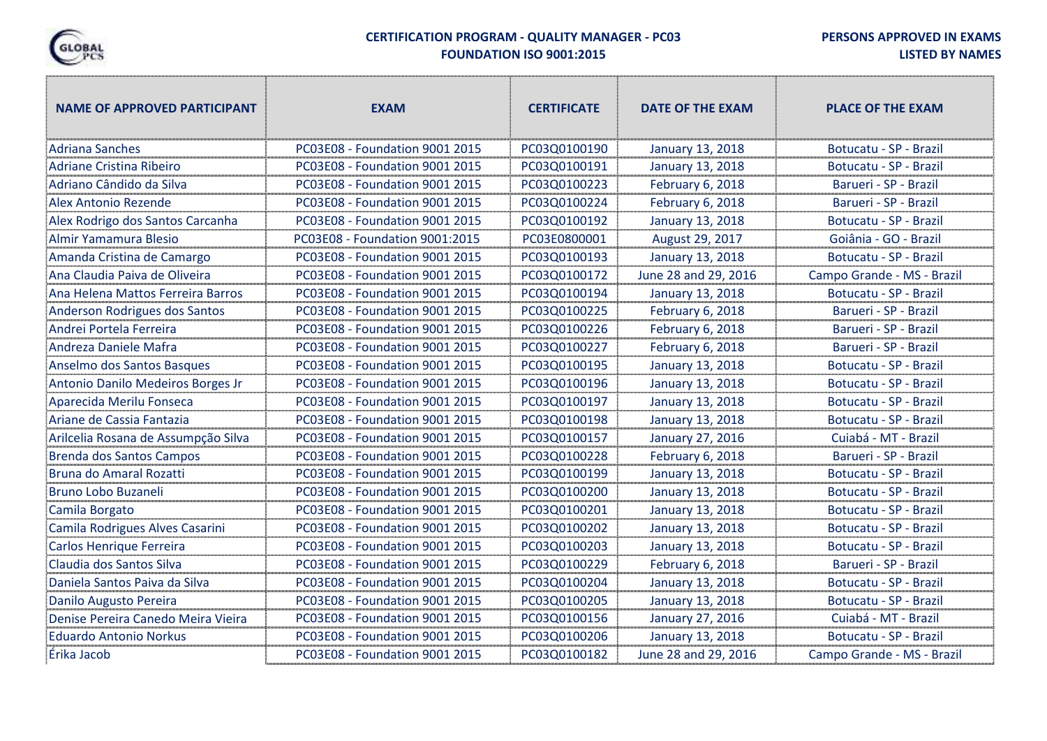# CERTIFICATION PROGRAM - QUALITY MANAGER - PC03
## FOUNDATION ISO 9001:2015

**PERSONS APPROVED IN EXAMS**
**LISTED BY NAMES**

| NAME OF APPROVED PARTICIPANT | EXAM | CERTIFICATE | DATE OF THE EXAM | PLACE OF THE EXAM |
|---|---|---|---|---|
| Adriana Sanches | PC03E08 - Foundation 9001 2015 | PC03Q0100190 | January 13, 2018 | Botucatu - SP - Brazil |
| Adriane Cristina Ribeiro | PC03E08 - Foundation 9001 2015 | PC03Q0100191 | January 13, 2018 | Botucatu - SP - Brazil |
| Adriano Cândido da Silva | PC03E08 - Foundation 9001 2015 | PC03Q0100223 | February 6, 2018 | Barueri - SP - Brazil |
| Alex Antonio Rezende | PC03E08 - Foundation 9001 2015 | PC03Q0100224 | February 6, 2018 | Barueri - SP - Brazil |
| Alex Rodrigo dos Santos Carcanha | PC03E08 - Foundation 9001 2015 | PC03Q0100192 | January 13, 2018 | Botucatu - SP - Brazil |
| Almir Yamamura Blesio | PC03E08 - Foundation 9001:2015 | PC03E0800001 | August 29, 2017 | Goiânia - GO - Brazil |
| Amanda Cristina de Camargo | PC03E08 - Foundation 9001 2015 | PC03Q0100193 | January 13, 2018 | Botucatu - SP - Brazil |
| Ana Claudia Paiva de Oliveira | PC03E08 - Foundation 9001 2015 | PC03Q0100172 | June 28 and 29, 2016 | Campo Grande - MS - Brazil |
| Ana Helena Mattos Ferreira Barros | PC03E08 - Foundation 9001 2015 | PC03Q0100194 | January 13, 2018 | Botucatu - SP - Brazil |
| Anderson Rodrigues dos Santos | PC03E08 - Foundation 9001 2015 | PC03Q0100225 | February 6, 2018 | Barueri - SP - Brazil |
| Andrei Portela Ferreira | PC03E08 - Foundation 9001 2015 | PC03Q0100226 | February 6, 2018 | Barueri - SP - Brazil |
| Andreza Daniele Mafra | PC03E08 - Foundation 9001 2015 | PC03Q0100227 | February 6, 2018 | Barueri - SP - Brazil |
| Anselmo dos Santos Basques | PC03E08 - Foundation 9001 2015 | PC03Q0100195 | January 13, 2018 | Botucatu - SP - Brazil |
| Antonio Danilo Medeiros Borges Jr | PC03E08 - Foundation 9001 2015 | PC03Q0100196 | January 13, 2018 | Botucatu - SP - Brazil |
| Aparecida Merilu Fonseca | PC03E08 - Foundation 9001 2015 | PC03Q0100197 | January 13, 2018 | Botucatu - SP - Brazil |
| Ariane de Cassia Fantazia | PC03E08 - Foundation 9001 2015 | PC03Q0100198 | January 13, 2018 | Botucatu - SP - Brazil |
| Arilcelia Rosana de Assumpção Silva | PC03E08 - Foundation 9001 2015 | PC03Q0100157 | January 27, 2016 | Cuiabá - MT - Brazil |
| Brenda dos Santos Campos | PC03E08 - Foundation 9001 2015 | PC03Q0100228 | February 6, 2018 | Barueri - SP - Brazil |
| Bruna do Amaral Rozatti | PC03E08 - Foundation 9001 2015 | PC03Q0100199 | January 13, 2018 | Botucatu - SP - Brazil |
| Bruno Lobo Buzaneli | PC03E08 - Foundation 9001 2015 | PC03Q0100200 | January 13, 2018 | Botucatu - SP - Brazil |
| Camila Borgato | PC03E08 - Foundation 9001 2015 | PC03Q0100201 | January 13, 2018 | Botucatu - SP - Brazil |
| Camila Rodrigues Alves Casarini | PC03E08 - Foundation 9001 2015 | PC03Q0100202 | January 13, 2018 | Botucatu - SP - Brazil |
| Carlos Henrique Ferreira | PC03E08 - Foundation 9001 2015 | PC03Q0100203 | January 13, 2018 | Botucatu - SP - Brazil |
| Claudia dos Santos Silva | PC03E08 - Foundation 9001 2015 | PC03Q0100229 | February 6, 2018 | Barueri - SP - Brazil |
| Daniela Santos Paiva da Silva | PC03E08 - Foundation 9001 2015 | PC03Q0100204 | January 13, 2018 | Botucatu - SP - Brazil |
| Danilo Augusto Pereira | PC03E08 - Foundation 9001 2015 | PC03Q0100205 | January 13, 2018 | Botucatu - SP - Brazil |
| Denise Pereira Canedo Meira Vieira | PC03E08 - Foundation 9001 2015 | PC03Q0100156 | January 27, 2016 | Cuiabá - MT - Brazil |
| Eduardo Antonio Norkus | PC03E08 - Foundation 9001 2015 | PC03Q0100206 | January 13, 2018 | Botucatu - SP - Brazil |
| Érika Jacob | PC03E08 - Foundation 9001 2015 | PC03Q0100182 | June 28 and 29, 2016 | Campo Grande - MS - Brazil |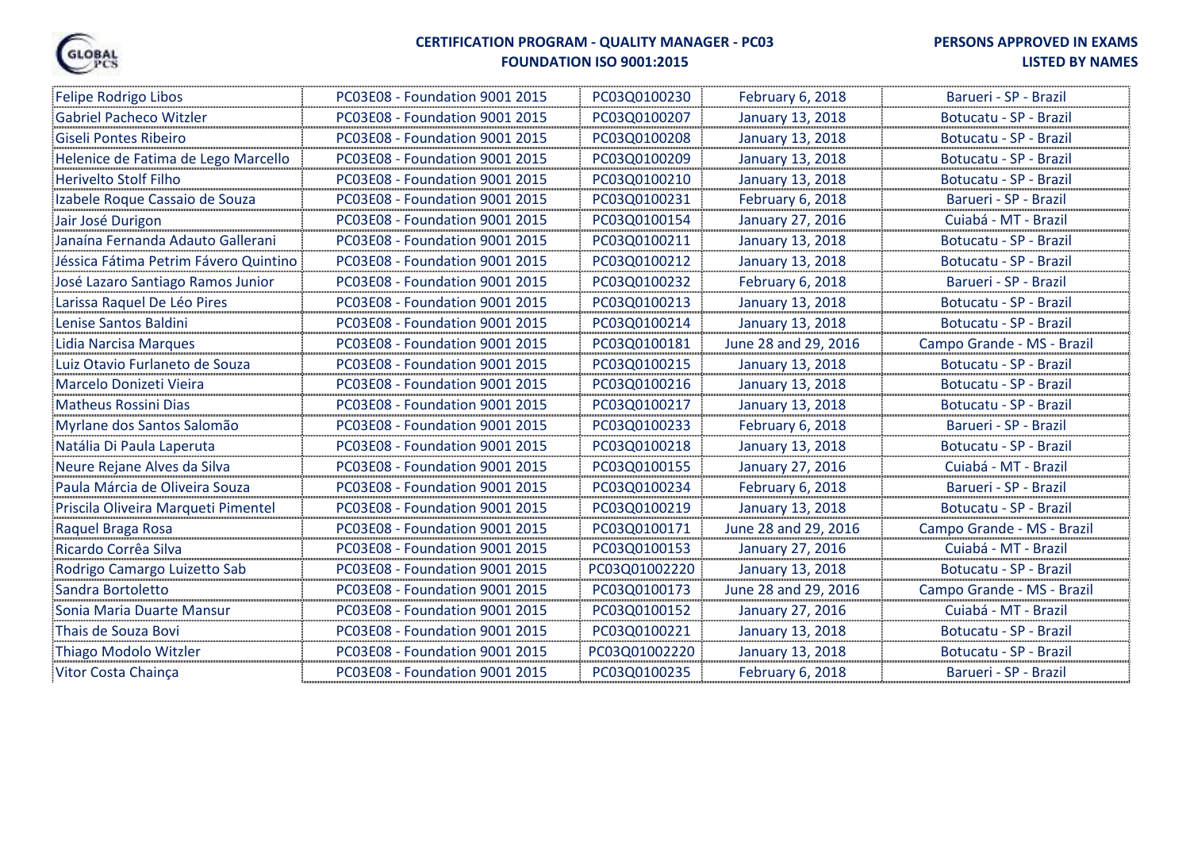**CERTIFICATION PROGRAM - QUALITY MANAGER - PC03**
**FOUNDATION ISO 9001:2015**

**PERSONS APPROVED IN EXAMS**
**LISTED BY NAMES**

| | | | | |
|---|---|---|---|---|
| Felipe Rodrigo Libos | PC03E08 - Foundation 9001 2015 | PC03Q0100230 | February 6, 2018 | Barueri - SP - Brazil |
| Gabriel Pacheco Witzler | PC03E08 - Foundation 9001 2015 | PC03Q0100207 | January 13, 2018 | Botucatu - SP - Brazil |
| Giseli Pontes Ribeiro | PC03E08 - Foundation 9001 2015 | PC03Q0100208 | January 13, 2018 | Botucatu - SP - Brazil |
| Helenice de Fatima de Lego Marcello | PC03E08 - Foundation 9001 2015 | PC03Q0100209 | January 13, 2018 | Botucatu - SP - Brazil |
| Herivelto Stolf Filho | PC03E08 - Foundation 9001 2015 | PC03Q0100210 | January 13, 2018 | Botucatu - SP - Brazil |
| Izabele Roque Cassaio de Souza | PC03E08 - Foundation 9001 2015 | PC03Q0100231 | February 6, 2018 | Barueri - SP - Brazil |
| Jair José Durigon | PC03E08 - Foundation 9001 2015 | PC03Q0100154 | January 27, 2016 | Cuiabá - MT - Brazil |
| Janaína Fernanda Adauto Gallerani | PC03E08 - Foundation 9001 2015 | PC03Q0100211 | January 13, 2018 | Botucatu - SP - Brazil |
| Jéssica Fátima Petrim Fávero Quintino | PC03E08 - Foundation 9001 2015 | PC03Q0100212 | January 13, 2018 | Botucatu - SP - Brazil |
| José Lazaro Santiago Ramos Junior | PC03E08 - Foundation 9001 2015 | PC03Q0100232 | February 6, 2018 | Barueri - SP - Brazil |
| Larissa Raquel De Léo Pires | PC03E08 - Foundation 9001 2015 | PC03Q0100213 | January 13, 2018 | Botucatu - SP - Brazil |
| Lenise Santos Baldini | PC03E08 - Foundation 9001 2015 | PC03Q0100214 | January 13, 2018 | Botucatu - SP - Brazil |
| Lidia Narcisa Marques | PC03E08 - Foundation 9001 2015 | PC03Q0100181 | June 28 and 29, 2016 | Campo Grande - MS - Brazil |
| Luiz Otavio Furlaneto de Souza | PC03E08 - Foundation 9001 2015 | PC03Q0100215 | January 13, 2018 | Botucatu - SP - Brazil |
| Marcelo Donizeti Vieira | PC03E08 - Foundation 9001 2015 | PC03Q0100216 | January 13, 2018 | Botucatu - SP - Brazil |
| Matheus Rossini Dias | PC03E08 - Foundation 9001 2015 | PC03Q0100217 | January 13, 2018 | Botucatu - SP - Brazil |
| Myrlane dos Santos Salomão | PC03E08 - Foundation 9001 2015 | PC03Q0100233 | February 6, 2018 | Barueri - SP - Brazil |
| Natália Di Paula Laperuta | PC03E08 - Foundation 9001 2015 | PC03Q0100218 | January 13, 2018 | Botucatu - SP - Brazil |
| Neure Rejane Alves da Silva | PC03E08 - Foundation 9001 2015 | PC03Q0100155 | January 27, 2016 | Cuiabá - MT - Brazil |
| Paula Márcia de Oliveira Souza | PC03E08 - Foundation 9001 2015 | PC03Q0100234 | February 6, 2018 | Barueri - SP - Brazil |
| Priscila Oliveira Marqueti Pimentel | PC03E08 - Foundation 9001 2015 | PC03Q0100219 | January 13, 2018 | Botucatu - SP - Brazil |
| Raquel Braga Rosa | PC03E08 - Foundation 9001 2015 | PC03Q0100171 | June 28 and 29, 2016 | Campo Grande - MS - Brazil |
| Ricardo Corrêa Silva | PC03E08 - Foundation 9001 2015 | PC03Q0100153 | January 27, 2016 | Cuiabá - MT - Brazil |
| Rodrigo Camargo Luizetto Sab | PC03E08 - Foundation 9001 2015 | PC03Q01002220 | January 13, 2018 | Botucatu - SP - Brazil |
| Sandra Bortoletto | PC03E08 - Foundation 9001 2015 | PC03Q0100173 | June 28 and 29, 2016 | Campo Grande - MS - Brazil |
| Sonia Maria Duarte Mansur | PC03E08 - Foundation 9001 2015 | PC03Q0100152 | January 27, 2016 | Cuiabá - MT - Brazil |
| Thais de Souza Bovi | PC03E08 - Foundation 9001 2015 | PC03Q0100221 | January 13, 2018 | Botucatu - SP - Brazil |
| Thiago Modolo Witzler | PC03E08 - Foundation 9001 2015 | PC03Q01002220 | January 13, 2018 | Botucatu - SP - Brazil |
| Vitor Costa Chainça | PC03E08 - Foundation 9001 2015 | PC03Q0100235 | February 6, 2018 | Barueri - SP - Brazil |